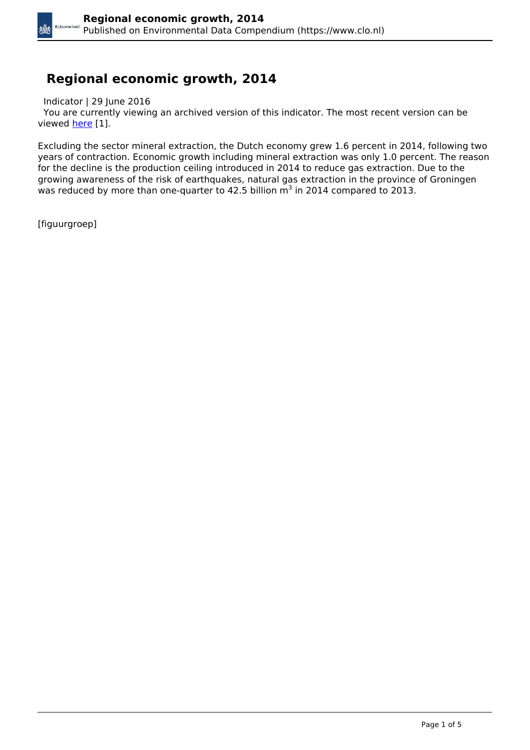# Regional economic growth, 2014

Indicator | 29 June 2016

You are currently viewing an archived version of this indicator. The most recent version can be viewed here [1].

Excluding the sector mineral extraction, the Dutch economy grew 1.6 percent in 2014, following two years of contraction. Economic growth including mineral extraction was only 1.0 percent. The reason for the decline is the production ceiling introduced in 2014 to reduce gas extraction. Due to the growing awareness of the risk of earthquakes, natural gas extraction in the province of Groningen was reduced by more than one-quarter to 42.5 billion $m^3$ in 2014 compared to 2013.

[figuurgroep]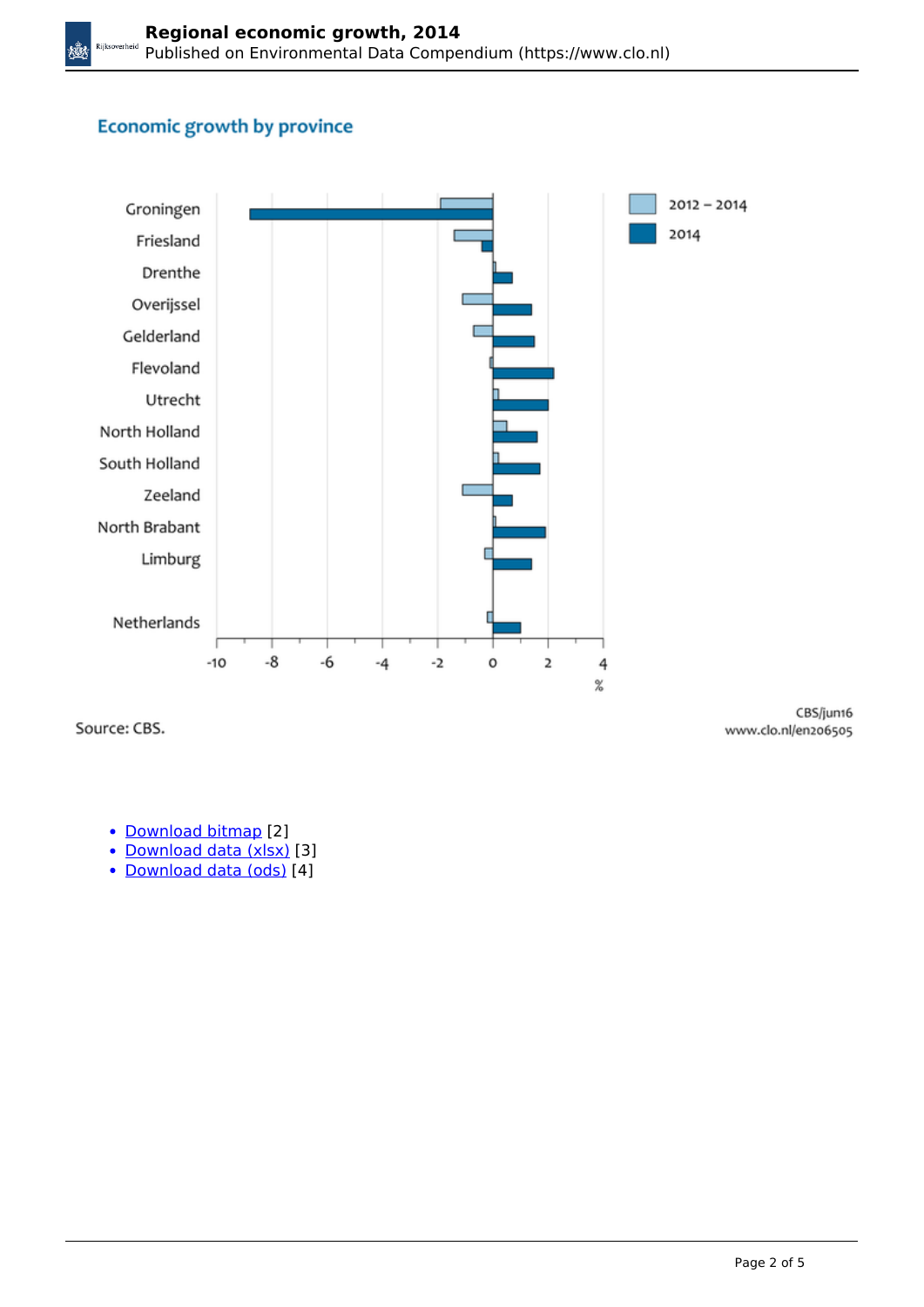## Economic growth by province

Groningen
Friesland
Drenthe
Overijssel
Gelderland
Flevoland
Utrecht
North Holland
South Holland
Zeeland
North Brabant
Limburg

Netherlands

-10 -8 -6 -4 -2 0 2 4
%

2012 – 2014
2014

Source: CBS.

CBS/jun16
www.clo.nl/en206505

- Download bitmap [2]
- Download data (xlsx) [3]
- Download data (ods) [4]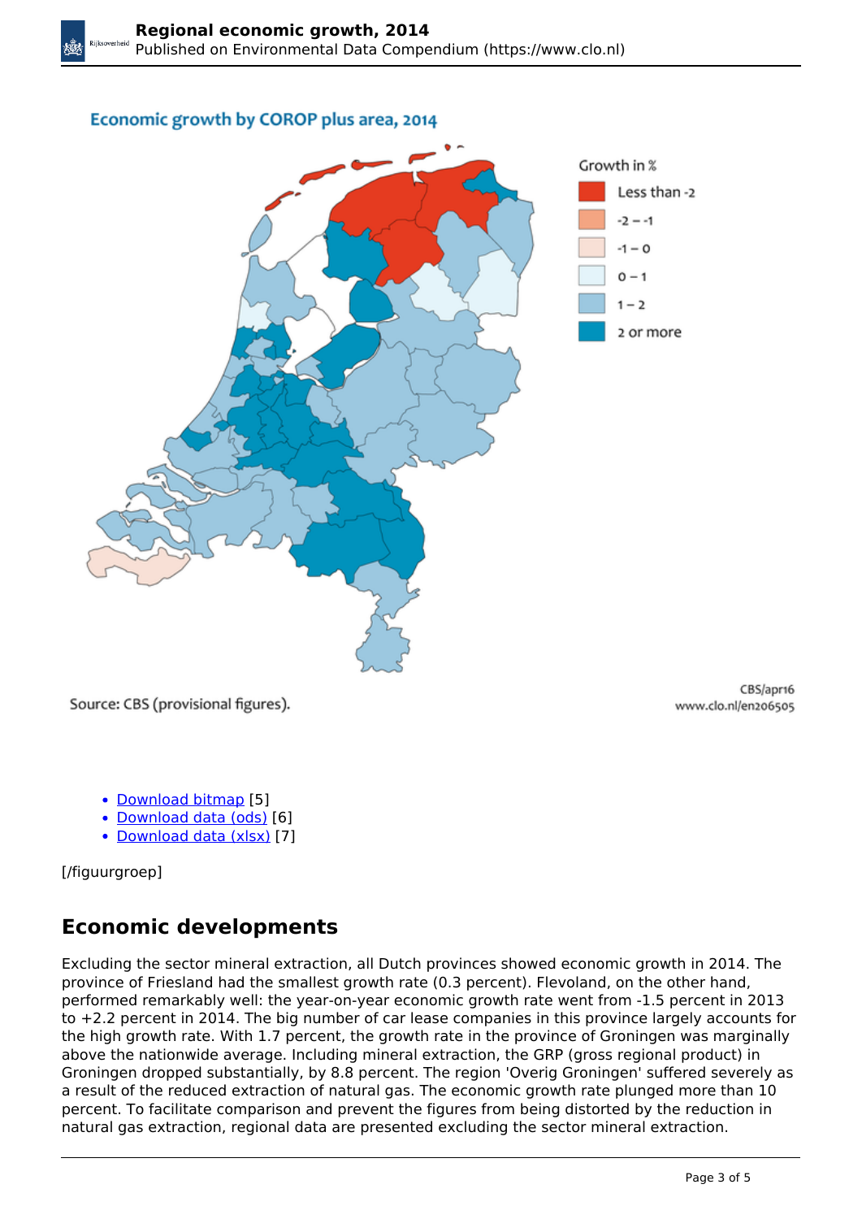Economic growth by COROP plus area, 2014

Growth in %

- Less than -2
- -2 – -1
- -1 – 0
- 0 – 1
- 1 – 2
- 2 or more

Source: CBS (provisional figures).

CBS/apr16
www.clo.nl/en206505

- Download bitmap [5]
- Download data (ods) [6]
- Download data (xlsx) [7]

[/figuurgroep]

## Economic developments

Excluding the sector mineral extraction, all Dutch provinces showed economic growth in 2014. The province of Friesland had the smallest growth rate (0.3 percent). Flevoland, on the other hand, performed remarkably well: the year-on-year economic growth rate went from -1.5 percent in 2013 to +2.2 percent in 2014. The big number of car lease companies in this province largely accounts for the high growth rate. With 1.7 percent, the growth rate in the province of Groningen was marginally above the nationwide average. Including mineral extraction, the GRP (gross regional product) in Groningen dropped substantially, by 8.8 percent. The region 'Overig Groningen' suffered severely as a result of the reduced extraction of natural gas. The economic growth rate plunged more than 10 percent. To facilitate comparison and prevent the figures from being distorted by the reduction in natural gas extraction, regional data are presented excluding the sector mineral extraction.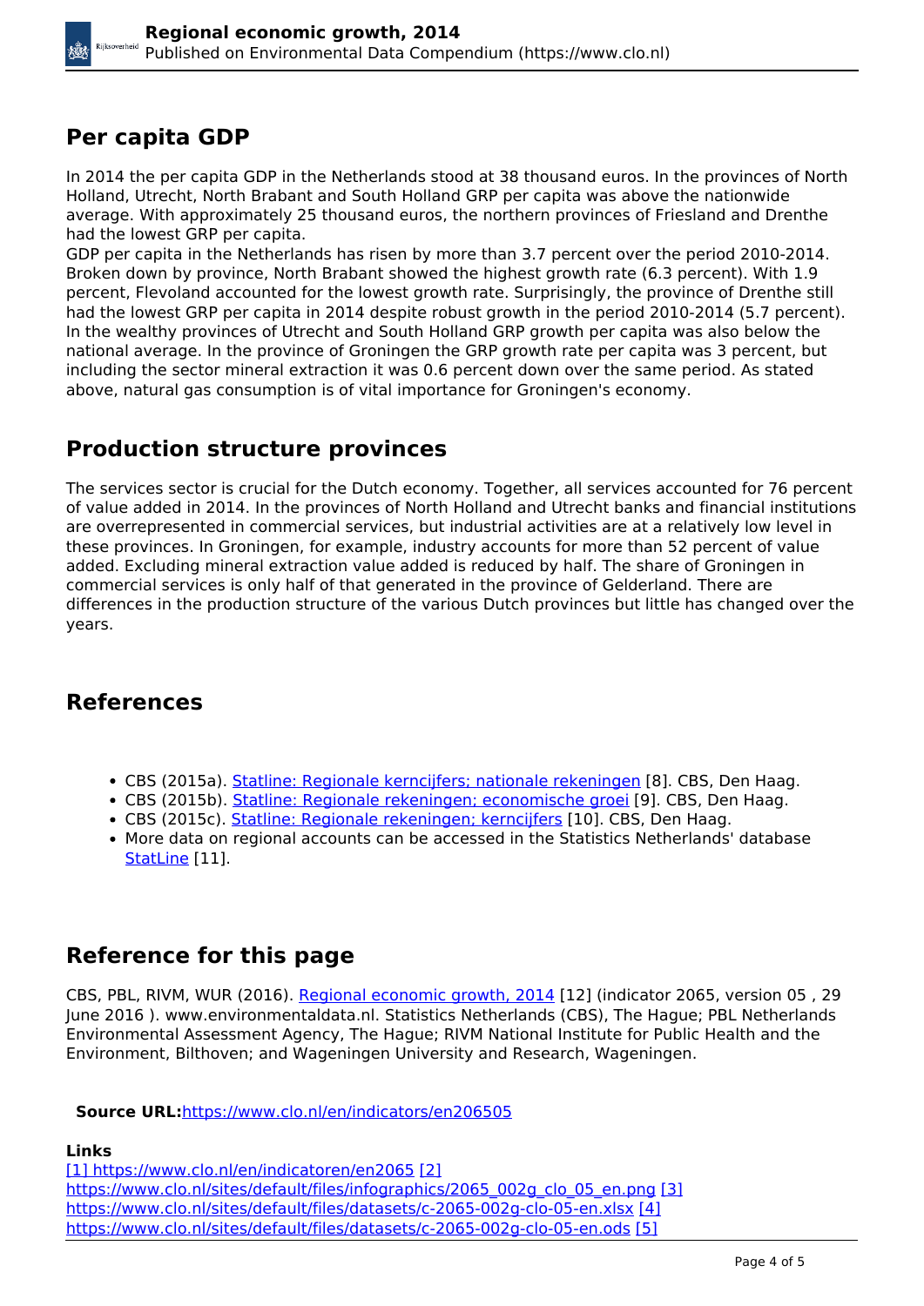## Per capita GDP

In 2014 the per capita GDP in the Netherlands stood at 38 thousand euros. In the provinces of North Holland, Utrecht, North Brabant and South Holland GRP per capita was above the nationwide average. With approximately 25 thousand euros, the northern provinces of Friesland and Drenthe had the lowest GRP per capita.
GDP per capita in the Netherlands has risen by more than 3.7 percent over the period 2010-2014. Broken down by province, North Brabant showed the highest growth rate (6.3 percent). With 1.9 percent, Flevoland accounted for the lowest growth rate. Surprisingly, the province of Drenthe still had the lowest GRP per capita in 2014 despite robust growth in the period 2010-2014 (5.7 percent). In the wealthy provinces of Utrecht and South Holland GRP growth per capita was also below the national average. In the province of Groningen the GRP growth rate per capita was 3 percent, but including the sector mineral extraction it was 0.6 percent down over the same period. As stated above, natural gas consumption is of vital importance for Groningen's economy.

## Production structure provinces

The services sector is crucial for the Dutch economy. Together, all services accounted for 76 percent of value added in 2014. In the provinces of North Holland and Utrecht banks and financial institutions are overrepresented in commercial services, but industrial activities are at a relatively low level in these provinces. In Groningen, for example, industry accounts for more than 52 percent of value added. Excluding mineral extraction value added is reduced by half. The share of Groningen in commercial services is only half of that generated in the province of Gelderland. There are differences in the production structure of the various Dutch provinces but little has changed over the years.

## References

- CBS (2015a). Statline: Regionale kerncijfers; nationale rekeningen [8]. CBS, Den Haag.
- CBS (2015b). Statline: Regionale rekeningen; economische groei [9]. CBS, Den Haag.
- CBS (2015c). Statline: Regionale rekeningen; kerncijfers [10]. CBS, Den Haag.
- More data on regional accounts can be accessed in the Statistics Netherlands' database StatLine [11].

## Reference for this page

CBS, PBL, RIVM, WUR (2016). Regional economic growth, 2014 [12] (indicator 2065, version 05 , 29 June 2016 ). www.environmentaldata.nl. Statistics Netherlands (CBS), The Hague; PBL Netherlands Environmental Assessment Agency, The Hague; RIVM National Institute for Public Health and the Environment, Bilthoven; and Wageningen University and Research, Wageningen.

**Source URL:**https://www.clo.nl/en/indicators/en206505

**Links**
[1] https://www.clo.nl/en/indicatoren/en2065 [2] https://www.clo.nl/sites/default/files/infographics/2065_002g_clo_05_en.png [3] https://www.clo.nl/sites/default/files/datasets/c-2065-002g-clo-05-en.xlsx [4] https://www.clo.nl/sites/default/files/datasets/c-2065-002g-clo-05-en.ods [5]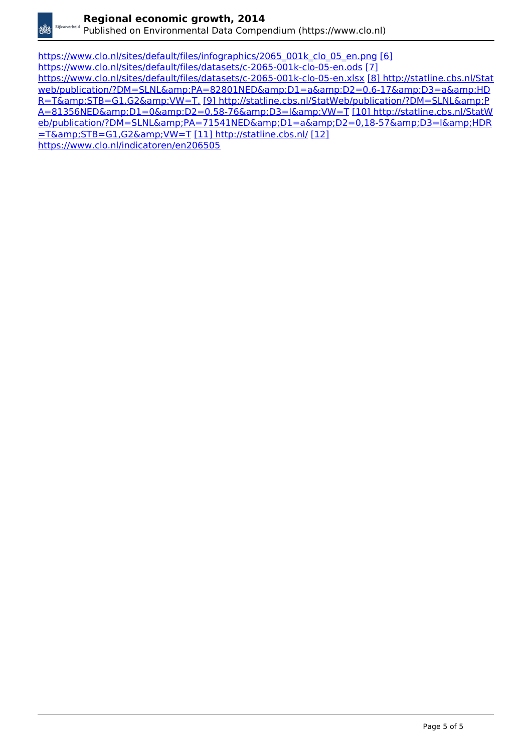https://www.clo.nl/sites/default/files/infographics/2065_001k_clo_05_en.png [6]
https://www.clo.nl/sites/default/files/datasets/c-2065-001k-clo-05-en.ods [7]
https://www.clo.nl/sites/default/files/datasets/c-2065-001k-clo-05-en.xlsx [8] http://statline.cbs.nl/Statweb/publication/?DM=SLNL&amp;PA=82801NED&amp;D1=a&amp;D2=0,6-17&amp;D3=a&amp;HDR=T&amp;STB=G1,G2&amp;VW=T. [9] http://statline.cbs.nl/StatWeb/publication/?DM=SLNL&amp;PA=81356NED&amp;D1=0&amp;D2=0,58-76&amp;D3=l&amp;VW=T [10] http://statline.cbs.nl/StatWeb/publication/?DM=SLNL&amp;PA=71541NED&amp;D1=a&amp;D2=0,18-57&amp;D3=l&amp;HDR=T&amp;STB=G1,G2&amp;VW=T [11] http://statline.cbs.nl/ [12]
https://www.clo.nl/indicatoren/en206505